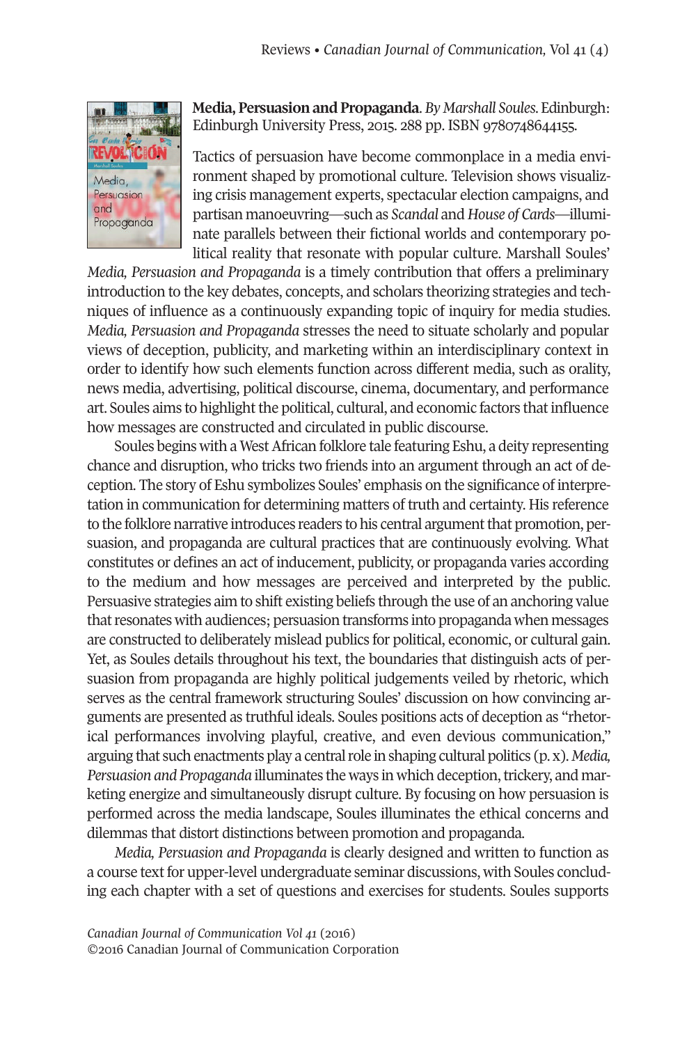**Media, Persuasion and Propaganda**. *By Marshall Soules*. Edinburgh: Edinburgh University Press, 2015. 288 pp. ISBN 9780748644155.

Tactics of persuasion have become commonplace in a media environment shaped by promotional culture. Television shows visualizing crisis management experts, spectacular election campaigns, and partisan manoeuvring—such as *Scandal* and *House of Cards*—illuminate parallels between their fictional worlds and contemporary political reality that resonate with popular culture. Marshall Soules' *Media, Persuasion and Propaganda* is a timely contribution that offers a preliminary introduction to the key debates, concepts, and scholars theorizing strategies and techniques of influence as a continuously expanding topic of inquiry for media studies. *Media, Persuasion and Propaganda* stresses the need to situate scholarly and popular views of deception, publicity, and marketing within an interdisciplinary context in order to identify how such elements function across different media, such as orality, news media, advertising, political discourse, cinema, documentary, and performance art. Soules aims to highlight the political, cultural, and economic factors that influence how messages are constructed and circulated in public discourse.

Soules begins with a West African folklore tale featuring Eshu, a deity representing chance and disruption, who tricks two friends into an argument through an act of deception. The story of Eshu symbolizes Soules' emphasis on the significance of interpretation in communication for determining matters of truth and certainty. His reference to the folklore narrative introduces readers to his central argument that promotion, persuasion, and propaganda are cultural practices that are continuously evolving. What constitutes or defines an act of inducement, publicity, or propaganda varies according to the medium and how messages are perceived and interpreted by the public. Persuasive strategies aim to shift existing beliefs through the use of an anchoring value that resonates with audiences; persuasion transforms into propaganda when messages are constructed to deliberately mislead publics for political, economic, or cultural gain. Yet, as Soules details throughout his text, the boundaries that distinguish acts of persuasion from propaganda are highly political judgements veiled by rhetoric, which serves as the central framework structuring Soules' discussion on how convincing arguments are presented as truthful ideals. Soules positions acts of deception as "rhetorical performances involving playful, creative, and even devious communication," arguing that such enactments play a central role in shaping cultural politics (p. x). *Media, Persuasion and Propaganda* illuminates the ways in which deception, trickery, and marketing energize and simultaneously disrupt culture. By focusing on how persuasion is performed across the media landscape, Soules illuminates the ethical concerns and dilemmas that distort distinctions between promotion and propaganda.

*Media, Persuasion and Propaganda* is clearly designed and written to function as a course text for upper-level undergraduate seminar discussions, with Soules concluding each chapter with a set of questions and exercises for students. Soules supports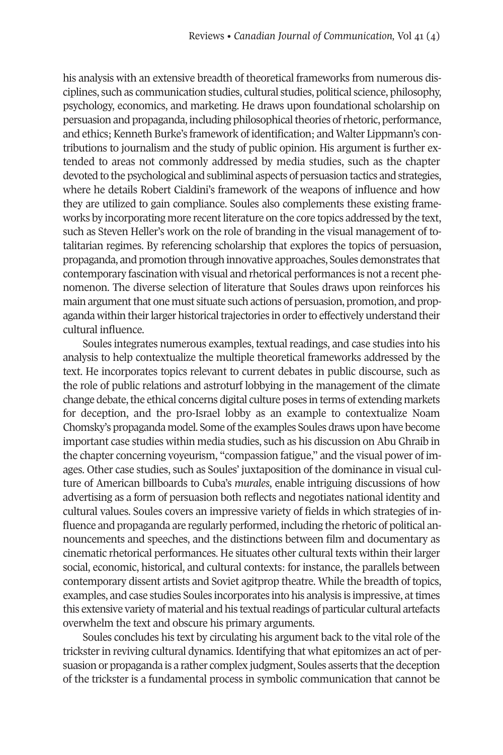his analysis with an extensive breadth of theoretical frameworks from numerous disciplines, such as communication studies, cultural studies, political science, philosophy, psychology, economics, and marketing. He draws upon foundational scholarship on persuasion and propaganda, including philosophical theories of rhetoric, performance, and ethics; Kenneth Burke's framework of identification; and Walter Lippmann's contributions to journalism and the study of public opinion. His argument is further extended to areas not commonly addressed by media studies, such as the chapter devoted to the psychological and subliminal aspects of persuasion tactics and strategies, where he details Robert Cialdini's framework of the weapons of influence and how they are utilized to gain compliance. Soules also complements these existing frameworks by incorporating more recent literature on the core topics addressed by the text, such as Steven Heller's work on the role of branding in the visual management of totalitarian regimes. By referencing scholarship that explores the topics of persuasion, propaganda, and promotion through innovative approaches, Soules demonstrates that contemporary fascination with visual and rhetorical performances is not a recent phenomenon. The diverse selection of literature that Soules draws upon reinforces his main argument that one must situate such actions of persuasion, promotion, and propaganda within their larger historical trajectories in order to effectively understand their cultural influence.

Soules integrates numerous examples, textual readings, and case studies into his analysis to help contextualize the multiple theoretical frameworks addressed by the text. He incorporates topics relevant to current debates in public discourse, such as the role of public relations and astroturf lobbying in the management of the climate change debate, the ethical concerns digital culture poses in terms of extending markets for deception, and the pro-Israel lobby as an example to contextualize Noam Chomsky's propaganda model. Some of the examples Soules draws upon have become important case studies within media studies, such as his discussion on Abu Ghraib in the chapter concerning voyeurism, "compassion fatigue," and the visual power of images. Other case studies, such as Soules' juxtaposition of the dominance in visual culture of American billboards to Cuba's *murales*, enable intriguing discussions of how advertising as a form of persuasion both reflects and negotiates national identity and cultural values. Soules covers an impressive variety of fields in which strategies of influence and propaganda are regularly performed, including the rhetoric of political announcements and speeches, and the distinctions between film and documentary as cinematic rhetorical performances. He situates other cultural texts within their larger social, economic, historical, and cultural contexts: for instance, the parallels between contemporary dissent artists and Soviet agitprop theatre. While the breadth of topics, examples, and case studies Soules incorporates into his analysis is impressive, at times this extensive variety of material and his textual readings of particular cultural artefacts overwhelm the text and obscure his primary arguments.

Soules concludes his text by circulating his argument back to the vital role of the trickster in reviving cultural dynamics. Identifying that what epitomizes an act of persuasion or propaganda is a rather complex judgment, Soules asserts that the deception of the trickster is a fundamental process in symbolic communication that cannot be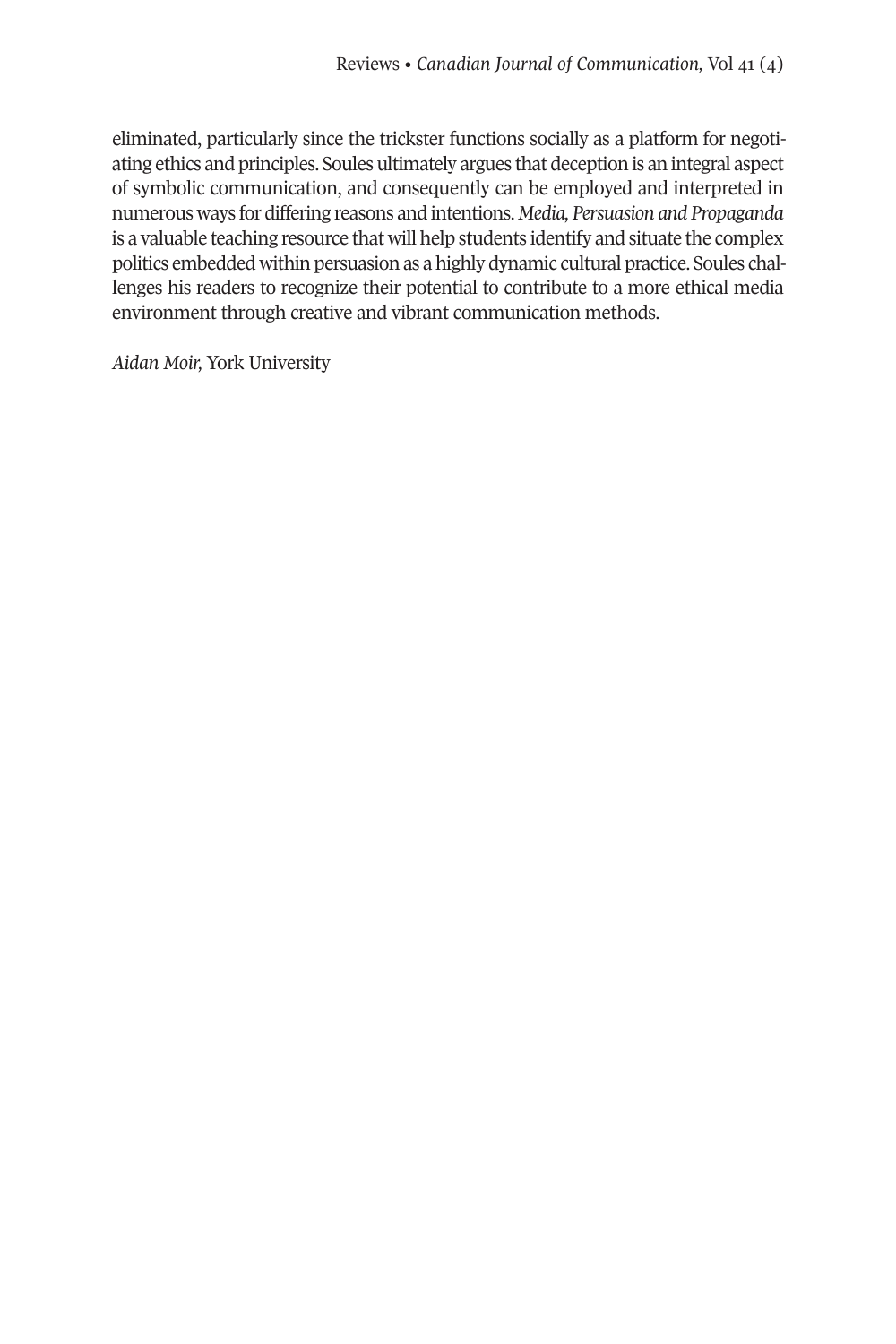eliminated, particularly since the trickster functions socially as a platform for negotiating ethics and principles. Soules ultimately argues that deception is an integral aspect of symbolic communication, and consequently can be employed and interpreted in numerous ways for differing reasons and intentions. *Media, Persuasion and Propaganda* is a valuable teaching resource that will help students identify and situate the complex politics embedded within persuasion as a highly dynamic cultural practice. Soules challenges his readers to recognize their potential to contribute to a more ethical media environment through creative and vibrant communication methods.

*Aidan Moir,* York University